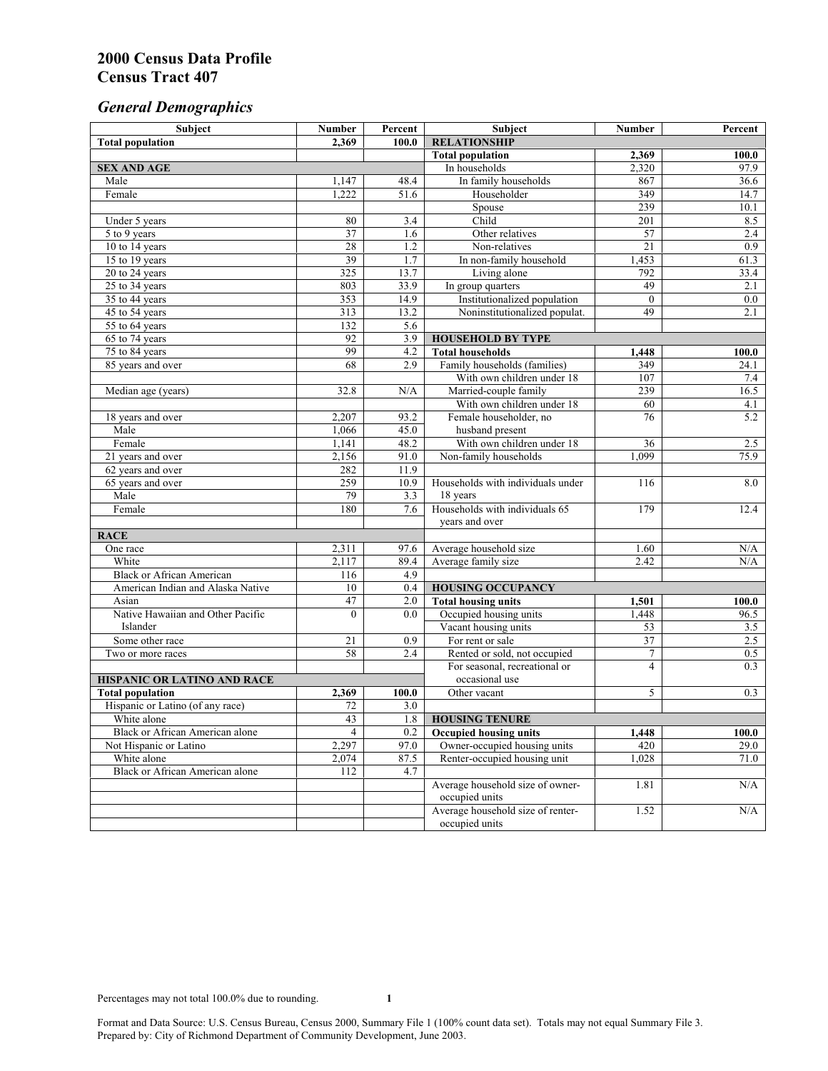# 2000 Census Data Profile
# Census Tract 407

## *General Demographics*

| Subject | Number | Percent | Subject | Number | Percent |
|---|---|---|---|---|---|
| **Total population** | **2,369** | **100.0** | **RELATIONSHIP** | | |
| | | | **Total population** | **2,369** | **100.0** |
| **SEX AND AGE** | | | In households | 2,320 | 97.9 |
| Male | 1,147 | 48.4 | In family households | 867 | 36.6 |
| Female | 1,222 | 51.6 | Householder | 349 | 14.7 |
| | | | Spouse | 239 | 10.1 |
| Under 5 years | 80 | 3.4 | Child | 201 | 8.5 |
| 5 to 9 years | 37 | 1.6 | Other relatives | 57 | 2.4 |
| 10 to 14 years | 28 | 1.2 | Non-relatives | 21 | 0.9 |
| 15 to 19 years | 39 | 1.7 | In non-family household | 1,453 | 61.3 |
| 20 to 24 years | 325 | 13.7 | Living alone | 792 | 33.4 |
| 25 to 34 years | 803 | 33.9 | In group quarters | 49 | 2.1 |
| 35 to 44 years | 353 | 14.9 | Institutionalized population | 0 | 0.0 |
| 45 to 54 years | 313 | 13.2 | Noninstitutionalized populat. | 49 | 2.1 |
| 55 to 64 years | 132 | 5.6 | | | |
| 65 to 74 years | 92 | 3.9 | **HOUSEHOLD BY TYPE** | | |
| 75 to 84 years | 99 | 4.2 | **Total households** | **1,448** | **100.0** |
| 85 years and over | 68 | 2.9 | Family households (families) | 349 | 24.1 |
| | | | With own children under 18 | 107 | 7.4 |
| Median age (years) | 32.8 | N/A | Married-couple family | 239 | 16.5 |
| | | | With own children under 18 | 60 | 4.1 |
| 18 years and over | 2,207 | 93.2 | Female householder, no husband present | 76 | 5.2 |
| Male | 1,066 | 45.0 | | | |
| Female | 1,141 | 48.2 | With own children under 18 | 36 | 2.5 |
| 21 years and over | 2,156 | 91.0 | Non-family households | 1,099 | 75.9 |
| 62 years and over | 282 | 11.9 | | | |
| 65 years and over | 259 | 10.9 | Households with individuals under 18 years | 116 | 8.0 |
| Male | 79 | 3.3 | | | |
| Female | 180 | 7.6 | Households with individuals 65 years and over | 179 | 12.4 |
| **RACE** | | | | | |
| One race | 2,311 | 97.6 | Average household size | 1.60 | N/A |
| White | 2,117 | 89.4 | Average family size | 2.42 | N/A |
| Black or African American | 116 | 4.9 | | | |
| American Indian and Alaska Native | 10 | 0.4 | **HOUSING OCCUPANCY** | | |
| Asian | 47 | 2.0 | **Total housing units** | **1,501** | **100.0** |
| Native Hawaiian and Other Pacific Islander | 0 | 0.0 | Occupied housing units | 1,448 | 96.5 |
| | | | Vacant housing units | 53 | 3.5 |
| Some other race | 21 | 0.9 | For rent or sale | 37 | 2.5 |
| Two or more races | 58 | 2.4 | Rented or sold, not occupied | 7 | 0.5 |
| | | | For seasonal, recreational or occasional use | 4 | 0.3 |
| **HISPANIC OR LATINO AND RACE** | | | | | |
| **Total population** | **2,369** | **100.0** | Other vacant | 5 | 0.3 |
| Hispanic or Latino (of any race) | 72 | 3.0 | | | |
| White alone | 43 | 1.8 | **HOUSING TENURE** | | |
| Black or African American alone | 4 | 0.2 | **Occupied housing units** | **1,448** | **100.0** |
| Not Hispanic or Latino | 2,297 | 97.0 | Owner-occupied housing units | 420 | 29.0 |
| White alone | 2,074 | 87.5 | Renter-occupied housing unit | 1,028 | 71.0 |
| Black or African American alone | 112 | 4.7 | | | |
| | | | Average household size of owner-occupied units | 1.81 | N/A |
| | | | Average household size of renter-occupied units | 1.52 | N/A |

Percentages may not total 100.0% due to rounding.

Format and Data Source: U.S. Census Bureau, Census 2000, Summary File 1 (100% count data set). Totals may not equal Summary File 3.
Prepared by: City of Richmond Department of Community Development, June 2003.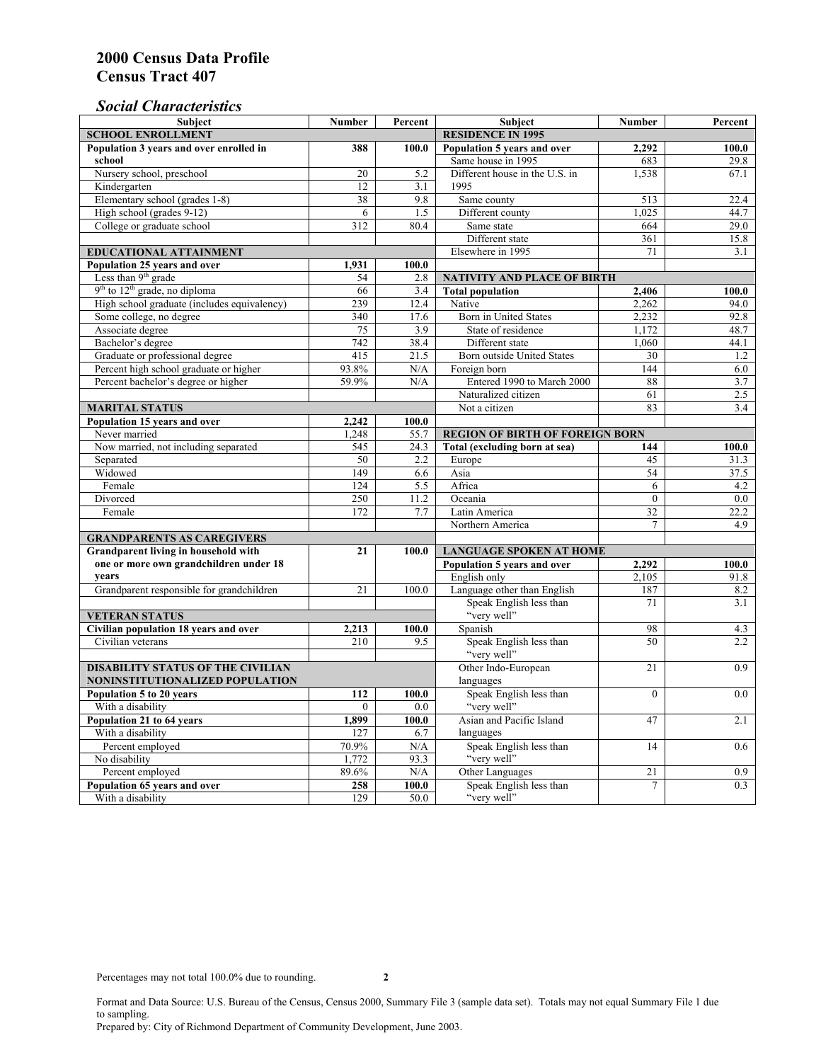# 2000 Census Data Profile
# Census Tract 407

## *Social Characteristics*

| Subject | Number | Percent |
|---|---|---|
| **SCHOOL ENROLLMENT** | | |
| **Population 3 years and over enrolled in school** | **388** | **100.0** |
| Nursery school, preschool | 20 | 5.2 |
| Kindergarten | 12 | 3.1 |
| Elementary school (grades 1-8) | 38 | 9.8 |
| High school (grades 9-12) | 6 | 1.5 |
| College or graduate school | 312 | 80.4 |
| **EDUCATIONAL ATTAINMENT** | | |
| **Population 25 years and over** | **1,931** | **100.0** |
| Less than 9th grade | 54 | 2.8 |
| 9th to 12th grade, no diploma | 66 | 3.4 |
| High school graduate (includes equivalency) | 239 | 12.4 |
| Some college, no degree | 340 | 17.6 |
| Associate degree | 75 | 3.9 |
| Bachelor's degree | 742 | 38.4 |
| Graduate or professional degree | 415 | 21.5 |
| Percent high school graduate or higher | 93.8% | N/A |
| Percent bachelor's degree or higher | 59.9% | N/A |
| **MARITAL STATUS** | | |
| **Population 15 years and over** | **2,242** | **100.0** |
| Never married | 1,248 | 55.7 |
| Now married, not including separated | 545 | 24.3 |
| Separated | 50 | 2.2 |
| Widowed | 149 | 6.6 |
| Female | 124 | 5.5 |
| Divorced | 250 | 11.2 |
| Female | 172 | 7.7 |
| **GRANDPARENTS AS CAREGIVERS** | | |
| **Grandparent living in household with one or more own grandchildren under 18 years** | **21** | **100.0** |
| Grandparent responsible for grandchildren | 21 | 100.0 |
| **VETERAN STATUS** | | |
| **Civilian population 18 years and over** | **2,213** | **100.0** |
| Civilian veterans | 210 | 9.5 |
| **DISABILITY STATUS OF THE CIVILIAN NONINSTITUTIONALIZED POPULATION** | | |
| **Population 5 to 20 years** | **112** | **100.0** |
| With a disability | 0 | 0.0 |
| **Population 21 to 64 years** | **1,899** | **100.0** |
| With a disability | 127 | 6.7 |
| Percent employed | 70.9% | N/A |
| No disability | 1,772 | 93.3 |
| Percent employed | 89.6% | N/A |
| **Population 65 years and over** | **258** | **100.0** |
| With a disability | 129 | 50.0 |

| Subject | Number | Percent |
|---|---|---|
| **RESIDENCE IN 1995** | | |
| **Population 5 years and over** | **2,292** | **100.0** |
| Same house in 1995 | 683 | 29.8 |
| Different house in the U.S. in 1995 | 1,538 | 67.1 |
| Same county | 513 | 22.4 |
| Different county | 1,025 | 44.7 |
| Same state | 664 | 29.0 |
| Different state | 361 | 15.8 |
| Elsewhere in 1995 | 71 | 3.1 |
| **NATIVITY AND PLACE OF BIRTH** | | |
| **Total population** | **2,406** | **100.0** |
| Native | 2,262 | 94.0 |
| Born in United States | 2,232 | 92.8 |
| State of residence | 1,172 | 48.7 |
| Different state | 1,060 | 44.1 |
| Born outside United States | 30 | 1.2 |
| Foreign born | 144 | 6.0 |
| Entered 1990 to March 2000 | 88 | 3.7 |
| Naturalized citizen | 61 | 2.5 |
| Not a citizen | 83 | 3.4 |
| **REGION OF BIRTH OF FOREIGN BORN** | | |
| **Total (excluding born at sea)** | **144** | **100.0** |
| Europe | 45 | 31.3 |
| Asia | 54 | 37.5 |
| Africa | 6 | 4.2 |
| Oceania | 0 | 0.0 |
| Latin America | 32 | 22.2 |
| Northern America | 7 | 4.9 |
| **LANGUAGE SPOKEN AT HOME** | | |
| **Population 5 years and over** | **2,292** | **100.0** |
| English only | 2,105 | 91.8 |
| Language other than English | 187 | 8.2 |
| Speak English less than "very well" | 71 | 3.1 |
| Spanish | 98 | 4.3 |
| Speak English less than "very well" | 50 | 2.2 |
| Other Indo-European languages | 21 | 0.9 |
| Speak English less than "very well" | 0 | 0.0 |
| Asian and Pacific Island languages | 47 | 2.1 |
| Speak English less than "very well" | 14 | 0.6 |
| Other Languages | 21 | 0.9 |
| Speak English less than "very well" | 7 | 0.3 |

Percentages may not total 100.0% due to rounding.

Format and Data Source: U.S. Bureau of the Census, Census 2000, Summary File 3 (sample data set). Totals may not equal Summary File 1 due to sampling.
Prepared by: City of Richmond Department of Community Development, June 2003.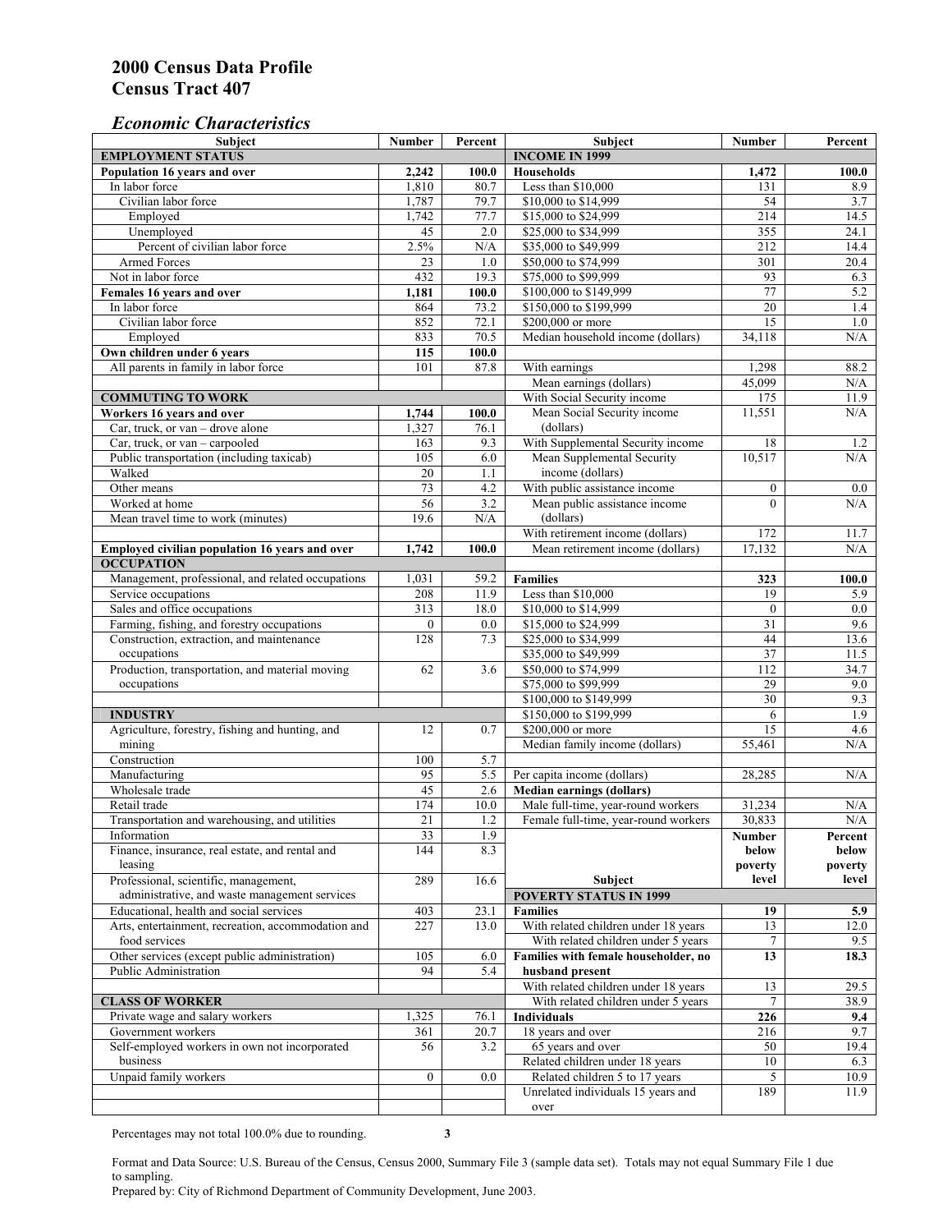# 2000 Census Data Profile
# Census Tract 407

## *Economic Characteristics*

| Subject | Number | Percent |
|---|---|---|
| **EMPLOYMENT STATUS** | | |
| **Population 16 years and over** | **2,242** | **100.0** |
| In labor force | 1,810 | 80.7 |
| Civilian labor force | 1,787 | 79.7 |
| Employed | 1,742 | 77.7 |
| Unemployed | 45 | 2.0 |
| Percent of civilian labor force | 2.5% | N/A |
| Armed Forces | 23 | 1.0 |
| Not in labor force | 432 | 19.3 |
| **Females 16 years and over** | **1,181** | **100.0** |
| In labor force | 864 | 73.2 |
| Civilian labor force | 852 | 72.1 |
| Employed | 833 | 70.5 |
| **Own children under 6 years** | **115** | **100.0** |
| All parents in family in labor force | 101 | 87.8 |
| **COMMUTING TO WORK** | | |
| **Workers 16 years and over** | **1,744** | **100.0** |
| Car, truck, or van – drove alone | 1,327 | 76.1 |
| Car, truck, or van – carpooled | 163 | 9.3 |
| Public transportation (including taxicab) | 105 | 6.0 |
| Walked | 20 | 1.1 |
| Other means | 73 | 4.2 |
| Worked at home | 56 | 3.2 |
| Mean travel time to work (minutes) | 19.6 | N/A |
| **Employed civilian population 16 years and over** | **1,742** | **100.0** |
| **OCCUPATION** | | |
| Management, professional, and related occupations | 1,031 | 59.2 |
| Service occupations | 208 | 11.9 |
| Sales and office occupations | 313 | 18.0 |
| Farming, fishing, and forestry occupations | 0 | 0.0 |
| Construction, extraction, and maintenance occupations | 128 | 7.3 |
| Production, transportation, and material moving occupations | 62 | 3.6 |
| **INDUSTRY** | | |
| Agriculture, forestry, fishing and hunting, and mining | 12 | 0.7 |
| Construction | 100 | 5.7 |
| Manufacturing | 95 | 5.5 |
| Wholesale trade | 45 | 2.6 |
| Retail trade | 174 | 10.0 |
| Transportation and warehousing, and utilities | 21 | 1.2 |
| Information | 33 | 1.9 |
| Finance, insurance, real estate, and rental and leasing | 144 | 8.3 |
| Professional, scientific, management, administrative, and waste management services | 289 | 16.6 |
| Educational, health and social services | 403 | 23.1 |
| Arts, entertainment, recreation, accommodation and food services | 227 | 13.0 |
| Other services (except public administration) | 105 | 6.0 |
| Public Administration | 94 | 5.4 |
| **CLASS OF WORKER** | | |
| Private wage and salary workers | 1,325 | 76.1 |
| Government workers | 361 | 20.7 |
| Self-employed workers in own not incorporated business | 56 | 3.2 |
| Unpaid family workers | 0 | 0.0 |

| Subject | Number | Percent |
|---|---|---|
| **INCOME IN 1999** | | |
| **Households** | **1,472** | **100.0** |
| Less than $10,000 | 131 | 8.9 |
| $10,000 to $14,999 | 54 | 3.7 |
| $15,000 to $24,999 | 214 | 14.5 |
| $25,000 to $34,999 | 355 | 24.1 |
| $35,000 to $49,999 | 212 | 14.4 |
| $50,000 to $74,999 | 301 | 20.4 |
| $75,000 to $99,999 | 93 | 6.3 |
| $100,000 to $149,999 | 77 | 5.2 |
| $150,000 to $199,999 | 20 | 1.4 |
| $200,000 or more | 15 | 1.0 |
| Median household income (dollars) | 34,118 | N/A |
| With earnings | 1,298 | 88.2 |
| Mean earnings (dollars) | 45,099 | N/A |
| With Social Security income | 175 | 11.9 |
| Mean Social Security income (dollars) | 11,551 | N/A |
| With Supplemental Security income | 18 | 1.2 |
| Mean Supplemental Security income (dollars) | 10,517 | N/A |
| With public assistance income | 0 | 0.0 |
| Mean public assistance income (dollars) | 0 | N/A |
| With retirement income (dollars) | 172 | 11.7 |
| Mean retirement income (dollars) | 17,132 | N/A |
| **Families** | **323** | **100.0** |
| Less than $10,000 | 19 | 5.9 |
| $10,000 to $14,999 | 0 | 0.0 |
| $15,000 to $24,999 | 31 | 9.6 |
| $25,000 to $34,999 | 44 | 13.6 |
| $35,000 to $49,999 | 37 | 11.5 |
| $50,000 to $74,999 | 112 | 34.7 |
| $75,000 to $99,999 | 29 | 9.0 |
| $100,000 to $149,999 | 30 | 9.3 |
| $150,000 to $199,999 | 6 | 1.9 |
| $200,000 or more | 15 | 4.6 |
| Median family income (dollars) | 55,461 | N/A |
| Per capita income (dollars) | 28,285 | N/A |
| **Median earnings (dollars)** | | |
| Male full-time, year-round workers | 31,234 | N/A |
| Female full-time, year-round workers | 30,833 | N/A |

| Subject | Number below poverty level | Percent below poverty level |
|---|---|---|
| **POVERTY STATUS IN 1999** | | |
| **Families** | **19** | **5.9** |
| With related children under 18 years | 13 | 12.0 |
| With related children under 5 years | 7 | 9.5 |
| **Families with female householder, no husband present** | **13** | **18.3** |
| With related children under 18 years | 13 | 29.5 |
| With related children under 5 years | 7 | 38.9 |
| **Individuals** | **226** | **9.4** |
| 18 years and over | 216 | 9.7 |
| 65 years and over | 50 | 19.4 |
| Related children under 18 years | 10 | 6.3 |
| Related children 5 to 17 years | 5 | 10.9 |
| Unrelated individuals 15 years and over | 189 | 11.9 |

Percentages may not total 100.0% due to rounding.

Format and Data Source: U.S. Bureau of the Census, Census 2000, Summary File 3 (sample data set). Totals may not equal Summary File 1 due to sampling.
Prepared by: City of Richmond Department of Community Development, June 2003.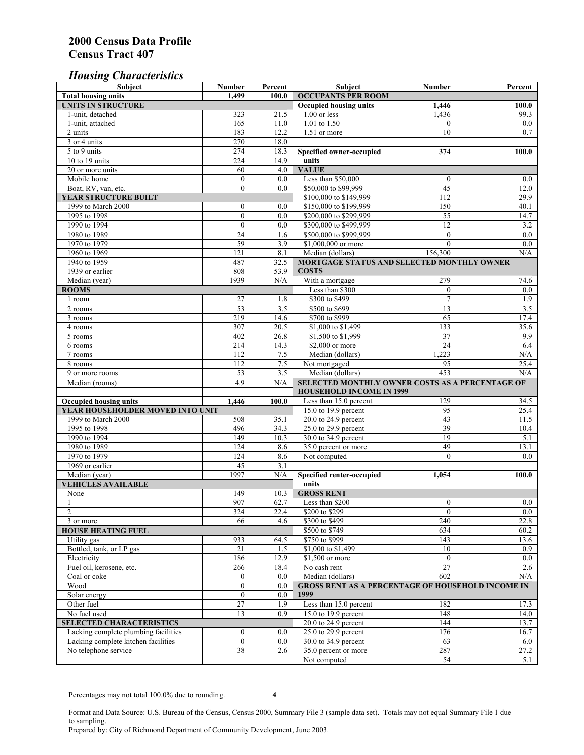# 2000 Census Data Profile
# Census Tract 407

## *Housing Characteristics*

| Subject | Number | Percent | Subject | Number | Percent |
|---|---|---|---|---|---|
| **Total housing units** | **1,499** | **100.0** | **OCCUPANTS PER ROOM** | | |
| **UNITS IN STRUCTURE** | | | **Occupied housing units** | **1,446** | **100.0** |
| 1-unit, detached | 323 | 21.5 | 1.00 or less | 1,436 | 99.3 |
| 1-unit, attached | 165 | 11.0 | 1.01 to 1.50 | 0 | 0.0 |
| 2 units | 183 | 12.2 | 1.51 or more | 10 | 0.7 |
| 3 or 4 units | 270 | 18.0 | | | |
| 5 to 9 units | 274 | 18.3 | **Specified owner-occupied units** | **374** | **100.0** |
| 10 to 19 units | 224 | 14.9 | | | |
| 20 or more units | 60 | 4.0 | **VALUE** | | |
| Mobile home | 0 | 0.0 | Less than $50,000 | 0 | 0.0 |
| Boat, RV, van, etc. | 0 | 0.0 | $50,000 to $99,999 | 45 | 12.0 |
| **YEAR STRUCTURE BUILT** | | | $100,000 to $149,999 | 112 | 29.9 |
| 1999 to March 2000 | 0 | 0.0 | $150,000 to $199,999 | 150 | 40.1 |
| 1995 to 1998 | 0 | 0.0 | $200,000 to $299,999 | 55 | 14.7 |
| 1990 to 1994 | 0 | 0.0 | $300,000 to $499,999 | 12 | 3.2 |
| 1980 to 1989 | 24 | 1.6 | $500,000 to $999,999 | 0 | 0.0 |
| 1970 to 1979 | 59 | 3.9 | $1,000,000 or more | 0 | 0.0 |
| 1960 to 1969 | 121 | 8.1 | Median (dollars) | 156,300 | N/A |
| 1940 to 1959 | 487 | 32.5 | **MORTGAGE STATUS AND SELECTED MONTHLY OWNER COSTS** | | |
| 1939 or earlier | 808 | 53.9 | | | |
| Median (year) | 1939 | N/A | With a mortgage | 279 | 74.6 |
| **ROOMS** | | | Less than $300 | 0 | 0.0 |
| 1 room | 27 | 1.8 | $300 to $499 | 7 | 1.9 |
| 2 rooms | 53 | 3.5 | $500 to $699 | 13 | 3.5 |
| 3 rooms | 219 | 14.6 | $700 to $999 | 65 | 17.4 |
| 4 rooms | 307 | 20.5 | $1,000 to $1,499 | 133 | 35.6 |
| 5 rooms | 402 | 26.8 | $1,500 to $1,999 | 37 | 9.9 |
| 6 rooms | 214 | 14.3 | $2,000 or more | 24 | 6.4 |
| 7 rooms | 112 | 7.5 | Median (dollars) | 1,223 | N/A |
| 8 rooms | 112 | 7.5 | Not mortgaged | 95 | 25.4 |
| 9 or more rooms | 53 | 3.5 | Median (dollars) | 453 | N/A |
| Median (rooms) | 4.9 | N/A | **SELECTED MONTHLY OWNER COSTS AS A PERCENTAGE OF HOUSEHOLD INCOME IN 1999** | | |
| **Occupied housing units** | **1,446** | **100.0** | Less than 15.0 percent | 129 | 34.5 |
| **YEAR HOUSEHOLDER MOVED INTO UNIT** | | | 15.0 to 19.9 percent | 95 | 25.4 |
| 1999 to March 2000 | 508 | 35.1 | 20.0 to 24.9 percent | 43 | 11.5 |
| 1995 to 1998 | 496 | 34.3 | 25.0 to 29.9 percent | 39 | 10.4 |
| 1990 to 1994 | 149 | 10.3 | 30.0 to 34.9 percent | 19 | 5.1 |
| 1980 to 1989 | 124 | 8.6 | 35.0 percent or more | 49 | 13.1 |
| 1970 to 1979 | 124 | 8.6 | Not computed | 0 | 0.0 |
| 1969 or earlier | 45 | 3.1 | | | |
| Median (year) | 1997 | N/A | **Specified renter-occupied units** | **1,054** | **100.0** |
| **VEHICLES AVAILABLE** | | | | | |
| None | 149 | 10.3 | **GROSS RENT** | | |
| 1 | 907 | 62.7 | Less than $200 | 0 | 0.0 |
| 2 | 324 | 22.4 | $200 to $299 | 0 | 0.0 |
| 3 or more | 66 | 4.6 | $300 to $499 | 240 | 22.8 |
| **HOUSE HEATING FUEL** | | | $500 to $749 | 634 | 60.2 |
| Utility gas | 933 | 64.5 | $750 to $999 | 143 | 13.6 |
| Bottled, tank, or LP gas | 21 | 1.5 | $1,000 to $1,499 | 10 | 0.9 |
| Electricity | 186 | 12.9 | $1,500 or more | 0 | 0.0 |
| Fuel oil, kerosene, etc. | 266 | 18.4 | No cash rent | 27 | 2.6 |
| Coal or coke | 0 | 0.0 | Median (dollars) | 602 | N/A |
| Wood | 0 | 0.0 | **GROSS RENT AS A PERCENTAGE OF HOUSEHOLD INCOME IN 1999** | | |
| Solar energy | 0 | 0.0 | | | |
| Other fuel | 27 | 1.9 | Less than 15.0 percent | 182 | 17.3 |
| No fuel used | 13 | 0.9 | 15.0 to 19.9 percent | 148 | 14.0 |
| **SELECTED CHARACTERISTICS** | | | 20.0 to 24.9 percent | 144 | 13.7 |
| Lacking complete plumbing facilities | 0 | 0.0 | 25.0 to 29.9 percent | 176 | 16.7 |
| Lacking complete kitchen facilities | 0 | 0.0 | 30.0 to 34.9 percent | 63 | 6.0 |
| No telephone service | 38 | 2.6 | 35.0 percent or more | 287 | 27.2 |
| | | | Not computed | 54 | 5.1 |

Percentages may not total 100.0% due to rounding.

Format and Data Source: U.S. Bureau of the Census, Census 2000, Summary File 3 (sample data set). Totals may not equal Summary File 1 due to sampling.
Prepared by: City of Richmond Department of Community Development, June 2003.